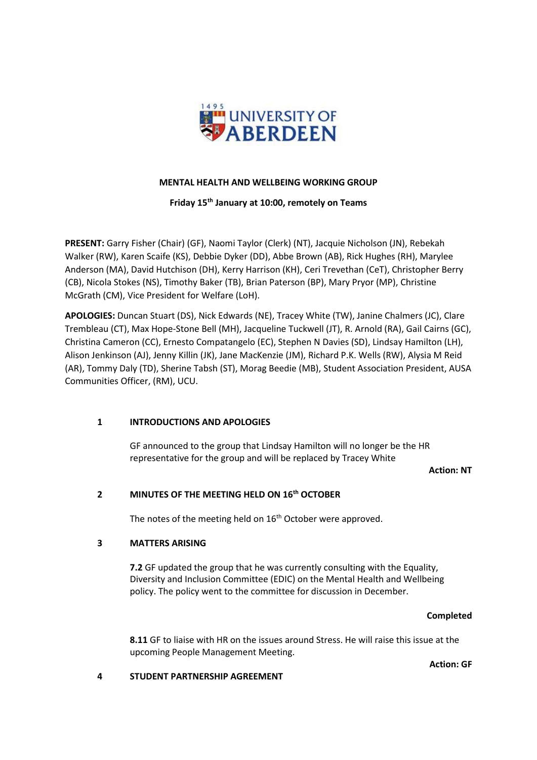# MENTAL HEALTH AND WELLBEING WORKING GROUP

**Friday 15th January at 10:00, remotely on Teams**

**PRESENT:** Garry Fisher (Chair) (GF), Naomi Taylor (Clerk) (NT), Jacquie Nicholson (JN), Rebekah Walker (RW), Karen Scaife (KS), Debbie Dyker (DD), Abbe Brown (AB), Rick Hughes (RH), Marylee Anderson (MA), David Hutchison (DH), Kerry Harrison (KH), Ceri Trevethan (CeT), Christopher Berry (CB), Nicola Stokes (NS), Timothy Baker (TB), Brian Paterson (BP), Mary Pryor (MP), Christine McGrath (CM), Vice President for Welfare (LoH).

**APOLOGIES:** Duncan Stuart (DS), Nick Edwards (NE), Tracey White (TW), Janine Chalmers (JC), Clare Trembleau (CT), Max Hope-Stone Bell (MH), Jacqueline Tuckwell (JT), R. Arnold (RA), Gail Cairns (GC), Christina Cameron (CC), Ernesto Compatangelo (EC), Stephen N Davies (SD), Lindsay Hamilton (LH), Alison Jenkinson (AJ), Jenny Killin (JK), Jane MacKenzie (JM), Richard P.K. Wells (RW), Alysia M Reid (AR), Tommy Daly (TD), Sherine Tabsh (ST), Morag Beedie (MB), Student Association President, AUSA Communities Officer, (RM), UCU.

## 1 INTRODUCTIONS AND APOLOGIES

GF announced to the group that Lindsay Hamilton will no longer be the HR representative for the group and will be replaced by Tracey White

**Action: NT**

## 2 MINUTES OF THE MEETING HELD ON 16th OCTOBER

The notes of the meeting held on 16th October were approved.

## 3 MATTERS ARISING

**7.2** GF updated the group that he was currently consulting with the Equality, Diversity and Inclusion Committee (EDIC) on the Mental Health and Wellbeing policy. The policy went to the committee for discussion in December.

**Completed**

**8.11** GF to liaise with HR on the issues around Stress. He will raise this issue at the upcoming People Management Meeting.

**Action: GF**

## 4 STUDENT PARTNERSHIP AGREEMENT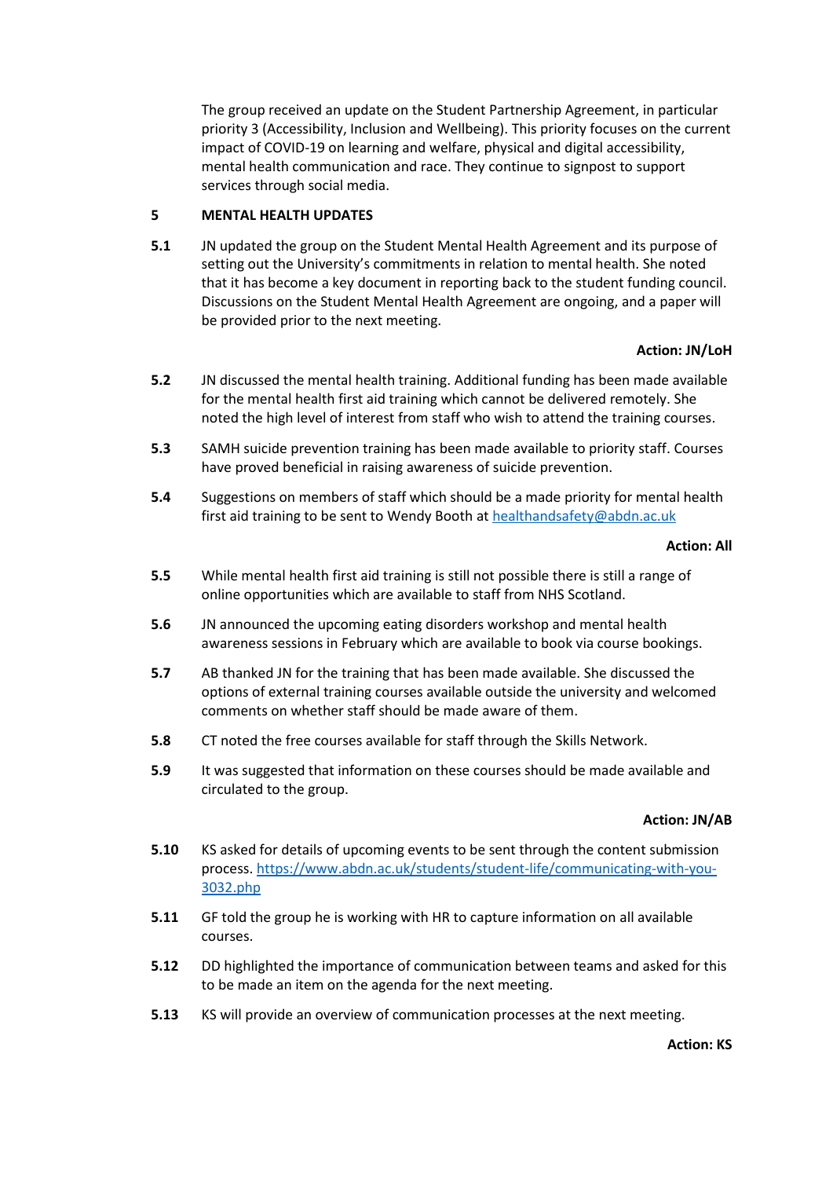The group received an update on the Student Partnership Agreement, in particular priority 3 (Accessibility, Inclusion and Wellbeing). This priority focuses on the current impact of COVID-19 on learning and welfare, physical and digital accessibility, mental health communication and race. They continue to signpost to support services through social media.

## 5 MENTAL HEALTH UPDATES

**5.1** JN updated the group on the Student Mental Health Agreement and its purpose of setting out the University's commitments in relation to mental health. She noted that it has become a key document in reporting back to the student funding council. Discussions on the Student Mental Health Agreement are ongoing, and a paper will be provided prior to the next meeting.

**Action: JN/LoH**

**5.2** JN discussed the mental health training. Additional funding has been made available for the mental health first aid training which cannot be delivered remotely. She noted the high level of interest from staff who wish to attend the training courses.

**5.3** SAMH suicide prevention training has been made available to priority staff. Courses have proved beneficial in raising awareness of suicide prevention.

**5.4** Suggestions on members of staff which should be a made priority for mental health first aid training to be sent to Wendy Booth at healthandsafety@abdn.ac.uk

**Action: All**

**5.5** While mental health first aid training is still not possible there is still a range of online opportunities which are available to staff from NHS Scotland.

**5.6** JN announced the upcoming eating disorders workshop and mental health awareness sessions in February which are available to book via course bookings.

**5.7** AB thanked JN for the training that has been made available. She discussed the options of external training courses available outside the university and welcomed comments on whether staff should be made aware of them.

**5.8** CT noted the free courses available for staff through the Skills Network.

**5.9** It was suggested that information on these courses should be made available and circulated to the group.

**Action: JN/AB**

**5.10** KS asked for details of upcoming events to be sent through the content submission process. https://www.abdn.ac.uk/students/student-life/communicating-with-you-3032.php

**5.11** GF told the group he is working with HR to capture information on all available courses.

**5.12** DD highlighted the importance of communication between teams and asked for this to be made an item on the agenda for the next meeting.

**5.13** KS will provide an overview of communication processes at the next meeting.

**Action: KS**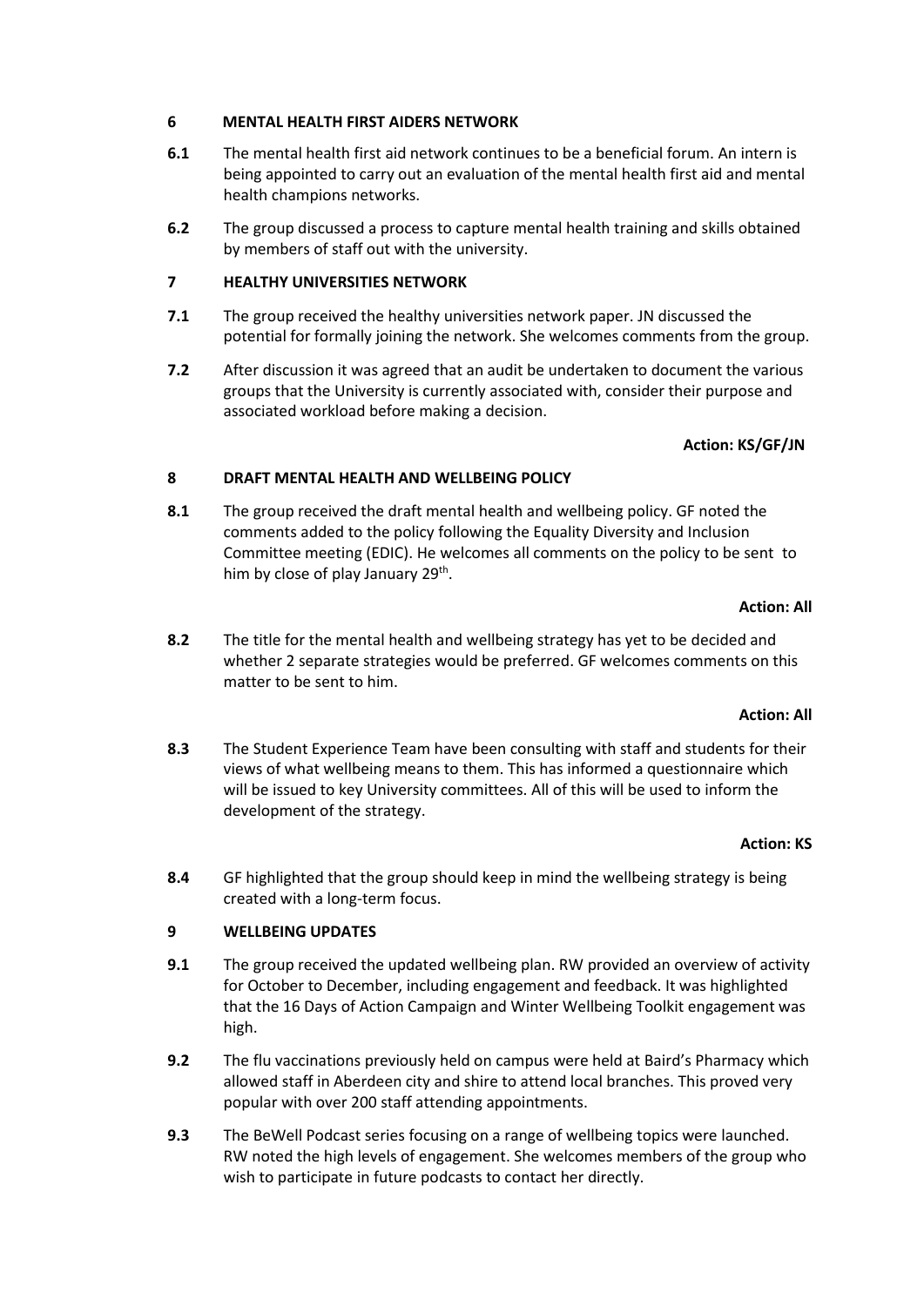## 6 MENTAL HEALTH FIRST AIDERS NETWORK

**6.1** The mental health first aid network continues to be a beneficial forum. An intern is being appointed to carry out an evaluation of the mental health first aid and mental health champions networks.

**6.2** The group discussed a process to capture mental health training and skills obtained by members of staff out with the university.

## 7 HEALTHY UNIVERSITIES NETWORK

**7.1** The group received the healthy universities network paper. JN discussed the potential for formally joining the network. She welcomes comments from the group.

**7.2** After discussion it was agreed that an audit be undertaken to document the various groups that the University is currently associated with, consider their purpose and associated workload before making a decision.

**Action: KS/GF/JN**

## 8 DRAFT MENTAL HEALTH AND WELLBEING POLICY

**8.1** The group received the draft mental health and wellbeing policy. GF noted the comments added to the policy following the Equality Diversity and Inclusion Committee meeting (EDIC). He welcomes all comments on the policy to be sent to him by close of play January 29th.

**Action: All**

**8.2** The title for the mental health and wellbeing strategy has yet to be decided and whether 2 separate strategies would be preferred. GF welcomes comments on this matter to be sent to him.

**Action: All**

**8.3** The Student Experience Team have been consulting with staff and students for their views of what wellbeing means to them. This has informed a questionnaire which will be issued to key University committees. All of this will be used to inform the development of the strategy.

**Action: KS**

**8.4** GF highlighted that the group should keep in mind the wellbeing strategy is being created with a long-term focus.

## 9 WELLBEING UPDATES

**9.1** The group received the updated wellbeing plan. RW provided an overview of activity for October to December, including engagement and feedback. It was highlighted that the 16 Days of Action Campaign and Winter Wellbeing Toolkit engagement was high.

**9.2** The flu vaccinations previously held on campus were held at Baird's Pharmacy which allowed staff in Aberdeen city and shire to attend local branches. This proved very popular with over 200 staff attending appointments.

**9.3** The BeWell Podcast series focusing on a range of wellbeing topics were launched. RW noted the high levels of engagement. She welcomes members of the group who wish to participate in future podcasts to contact her directly.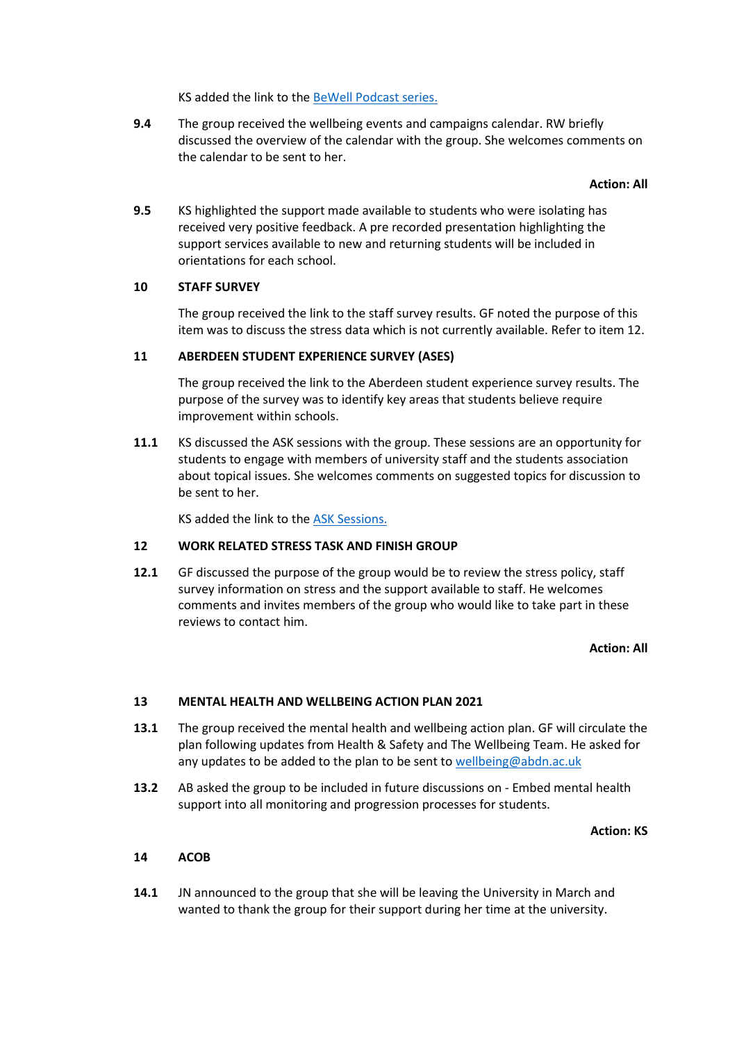KS added the link to the [BeWell Podcast series.]()

**9.4** The group received the wellbeing events and campaigns calendar. RW briefly discussed the overview of the calendar with the group. She welcomes comments on the calendar to be sent to her.

**Action: All**

**9.5** KS highlighted the support made available to students who were isolating has received very positive feedback. A pre recorded presentation highlighting the support services available to new and returning students will be included in orientations for each school.

## 10 STAFF SURVEY

The group received the link to the staff survey results. GF noted the purpose of this item was to discuss the stress data which is not currently available. Refer to item 12.

## 11 ABERDEEN STUDENT EXPERIENCE SURVEY (ASES)

The group received the link to the Aberdeen student experience survey results. The purpose of the survey was to identify key areas that students believe require improvement within schools.

**11.1** KS discussed the ASK sessions with the group. These sessions are an opportunity for students to engage with members of university staff and the students association about topical issues. She welcomes comments on suggested topics for discussion to be sent to her.

KS added the link to the [ASK Sessions.]()

## 12 WORK RELATED STRESS TASK AND FINISH GROUP

**12.1** GF discussed the purpose of the group would be to review the stress policy, staff survey information on stress and the support available to staff. He welcomes comments and invites members of the group who would like to take part in these reviews to contact him.

**Action: All**

## 13 MENTAL HEALTH AND WELLBEING ACTION PLAN 2021

**13.1** The group received the mental health and wellbeing action plan. GF will circulate the plan following updates from Health & Safety and The Wellbeing Team. He asked for any updates to be added to the plan to be sent to wellbeing@abdn.ac.uk

**13.2** AB asked the group to be included in future discussions on - Embed mental health support into all monitoring and progression processes for students.

**Action: KS**

## 14 ACOB

**14.1** JN announced to the group that she will be leaving the University in March and wanted to thank the group for their support during her time at the university.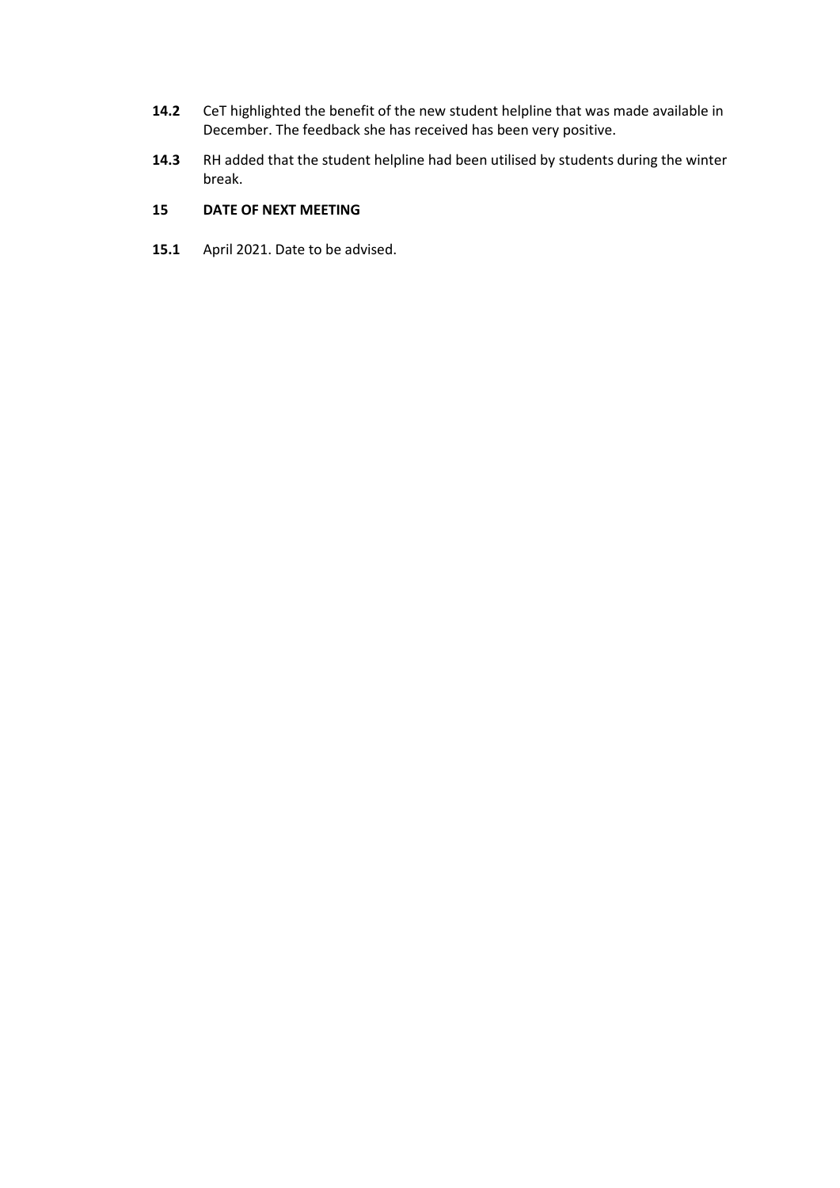**14.2** CeT highlighted the benefit of the new student helpline that was made available in December. The feedback she has received has been very positive.

**14.3** RH added that the student helpline had been utilised by students during the winter break.

## 15 DATE OF NEXT MEETING

**15.1** April 2021. Date to be advised.